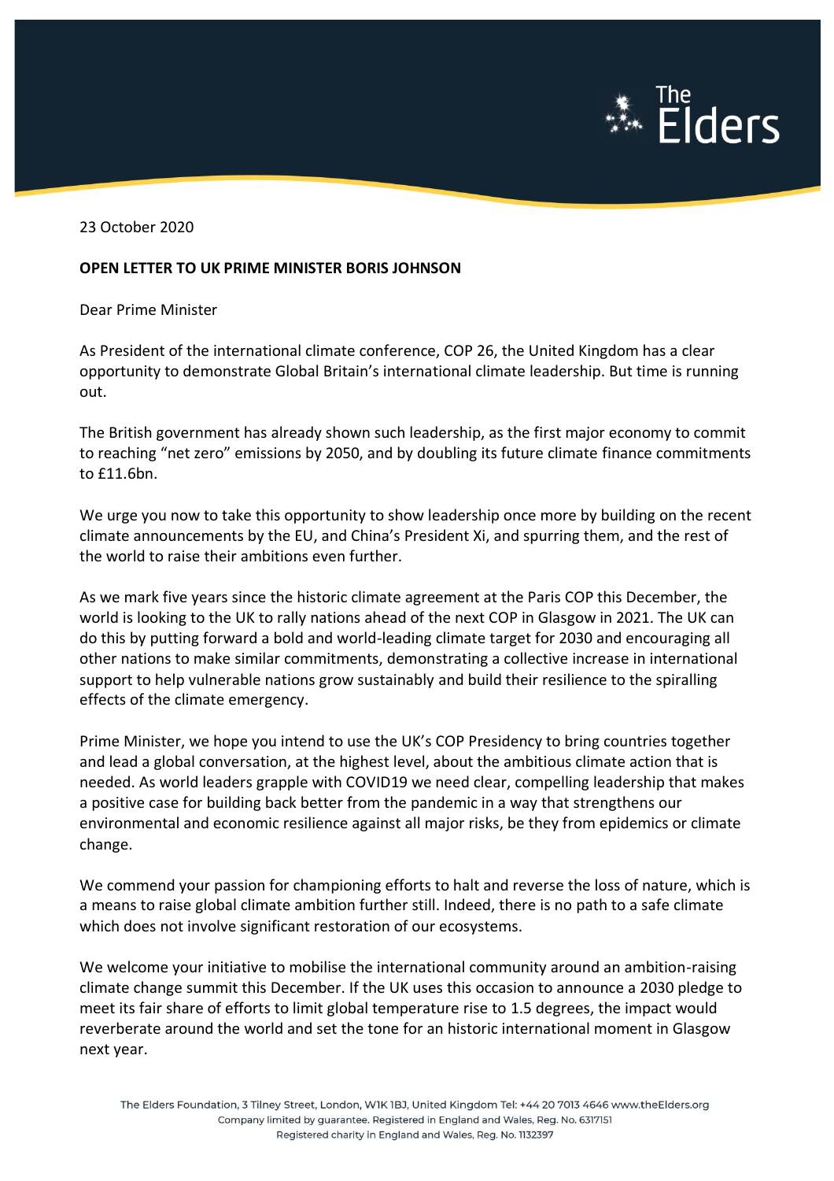23 October 2020

**OPEN LETTER TO UK PRIME MINISTER BORIS JOHNSON**

Dear Prime Minister

As President of the international climate conference, COP 26, the United Kingdom has a clear opportunity to demonstrate Global Britain's international climate leadership. But time is running out.

The British government has already shown such leadership, as the first major economy to commit to reaching "net zero" emissions by 2050, and by doubling its future climate finance commitments to £11.6bn.

We urge you now to take this opportunity to show leadership once more by building on the recent climate announcements by the EU, and China's President Xi, and spurring them, and the rest of the world to raise their ambitions even further.

As we mark five years since the historic climate agreement at the Paris COP this December, the world is looking to the UK to rally nations ahead of the next COP in Glasgow in 2021. The UK can do this by putting forward a bold and world-leading climate target for 2030 and encouraging all other nations to make similar commitments, demonstrating a collective increase in international support to help vulnerable nations grow sustainably and build their resilience to the spiralling effects of the climate emergency.

Prime Minister, we hope you intend to use the UK's COP Presidency to bring countries together and lead a global conversation, at the highest level, about the ambitious climate action that is needed. As world leaders grapple with COVID19 we need clear, compelling leadership that makes a positive case for building back better from the pandemic in a way that strengthens our environmental and economic resilience against all major risks, be they from epidemics or climate change.

We commend your passion for championing efforts to halt and reverse the loss of nature, which is a means to raise global climate ambition further still. Indeed, there is no path to a safe climate which does not involve significant restoration of our ecosystems.

We welcome your initiative to mobilise the international community around an ambition-raising climate change summit this December. If the UK uses this occasion to announce a 2030 pledge to meet its fair share of efforts to limit global temperature rise to 1.5 degrees, the impact would reverberate around the world and set the tone for an historic international moment in Glasgow next year.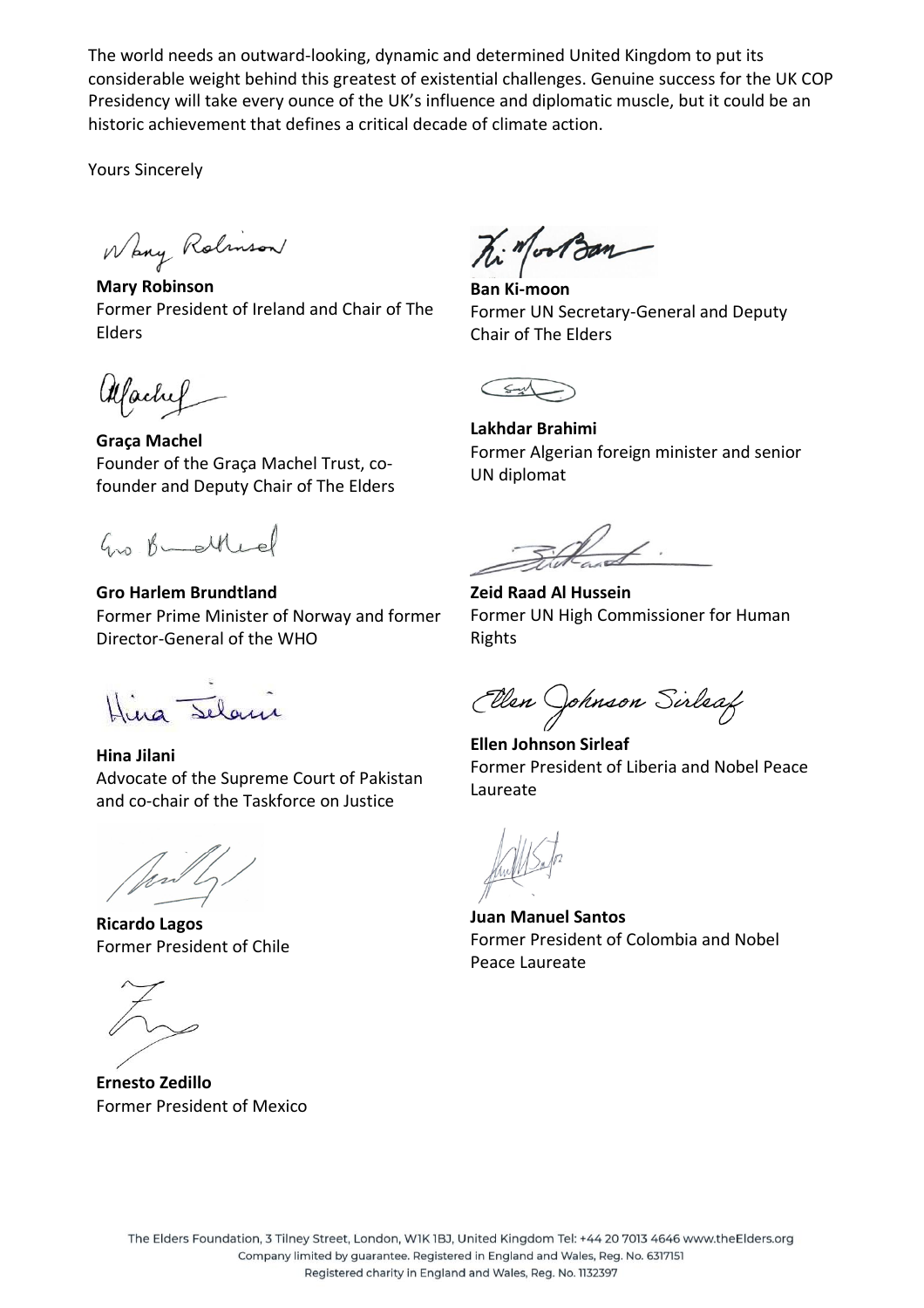The world needs an outward-looking, dynamic and determined United Kingdom to put its considerable weight behind this greatest of existential challenges. Genuine success for the UK COP Presidency will take every ounce of the UK's influence and diplomatic muscle, but it could be an historic achievement that defines a critical decade of climate action.

Yours Sincerely

**Mary Robinson**
Former President of Ireland and Chair of The Elders

**Ban Ki-moon**
Former UN Secretary-General and Deputy Chair of The Elders

**Graça Machel**
Founder of the Graça Machel Trust, co-founder and Deputy Chair of The Elders

**Lakhdar Brahimi**
Former Algerian foreign minister and senior UN diplomat

**Gro Harlem Brundtland**
Former Prime Minister of Norway and former Director-General of the WHO

**Zeid Raad Al Hussein**
Former UN High Commissioner for Human Rights

**Hina Jilani**
Advocate of the Supreme Court of Pakistan and co-chair of the Taskforce on Justice

**Ellen Johnson Sirleaf**
Former President of Liberia and Nobel Peace Laureate

**Ricardo Lagos**
Former President of Chile

**Juan Manuel Santos**
Former President of Colombia and Nobel Peace Laureate

**Ernesto Zedillo**
Former President of Mexico

The Elders Foundation, 3 Tilney Street, London, W1K 1BJ, United Kingdom Tel: +44 20 7013 4646 www.theElders.org
Company limited by guarantee. Registered in England and Wales, Reg. No. 6317151
Registered charity in England and Wales, Reg. No. 1132397